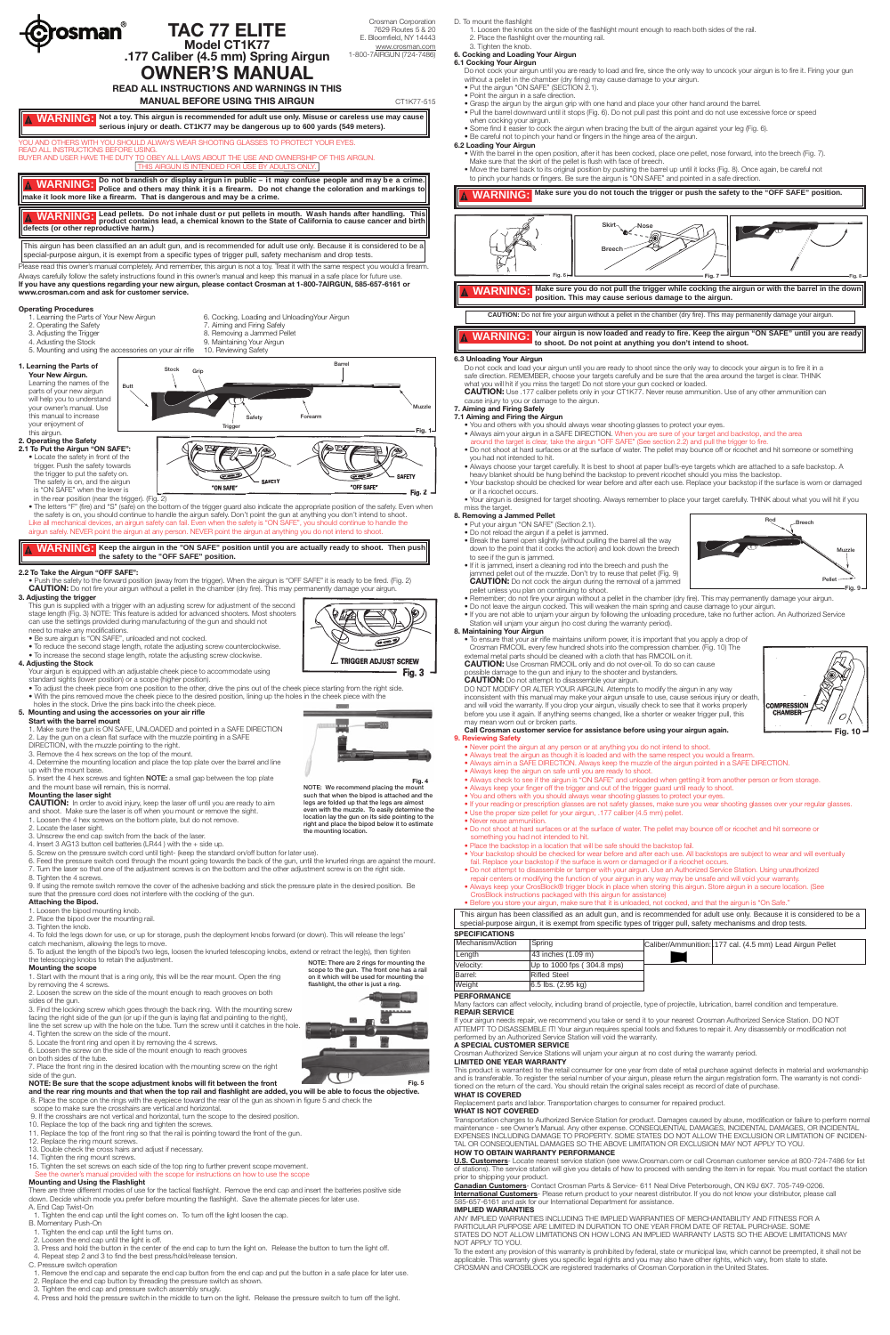# TAC 77 ELITE

## Model CT1K77

## .177 Caliber (4.5 mm) Spring Airgun

# OWNER'S MANUAL

Crosman Corporation
7629 Routes 5 & 20
E. Bloomfield, NY 14443
www.crosman.com
1-800-7AIRGUN (724-7486)

**READ ALL INSTRUCTIONS AND WARNINGS IN THIS MANUAL BEFORE USING THIS AIRGUN**

CT1K77-515

**WARNING: Not a toy. This airgun is recommended for adult use only. Misuse or careless use may cause serious injury or death. CT1K77 may be dangerous up to 600 yards (549 meters).**

YOU AND OTHERS WITH YOU SHOULD ALWAYS WEAR SHOOTING GLASSES TO PROTECT YOUR EYES.
READ ALL INSTRUCTIONS BEFORE USING.
BUYER AND USER HAVE THE DUTY TO OBEY ALL LAWS ABOUT THE USE AND OWNERSHIP OF THIS AIRGUN.
THIS AIRGUN IS INTENDED FOR USE BY ADULTS ONLY.

**WARNING: Do not brandish or display airgun in public – it may confuse people and may be a crime. Police and others may think it is a firearm. Do not change the coloration and markings to make it look more like a firearm. That is dangerous and may be a crime.**

**WARNING: Lead pellets. Do not inhale dust or put pellets in mouth. Wash hands after handling. This product contains lead, a chemical known to the State of California to cause cancer and birth defects (or other reproductive harm.)**

This airgun has been classified as an adult gun, and is recommended for adult use only. Because it is considered to be a special-purpose airgun, it is exempt from a specific types of trigger pull, safety mechanism and drop tests.

Please read this owner's manual completely. And remember, this airgun is not a toy. Treat it with the same respect you would a firearm. Always carefully follow the safety instructions found in this owner's manual and keep this manual in a safe place for future use.
**If you have any questions regarding your new airgun, please contact Crosman at 1-800-7AIRGUN, 585-657-6161 or www.crosman.com and ask for customer service.**

### Operating Procedures

1. Learning the Parts of Your New Airgun
2. Operating the Safety
3. Adjusting the Trigger
4. Adjusting the Stock
5. Mounting and using the accessories on your air rifle
6. Cocking, Loading and Unloading Your Airgun
7. Aiming and Firing Safely
8. Removing a Jammed Pellet
9. Maintaining Your Airgun
10. Reviewing Safety

### 1. Learning the Parts of Your New Airgun.

Learning the names of the parts of your new airgun will help you to understand your owner's manual. Use this manual to increase your enjoyment of this airgun.

Stock, Grip, Barrel, Butt, Muzzle, Safety, Forearm, Trigger — Fig. 1

### 2. Operating the Safety

**2.1 To Put the Airgun "ON SAFE":**

- Locate the safety in front of the trigger. Push the safety towards the trigger to put the safety on. The safety is on, and the airgun is "ON SAFE" when the lever is in the rear position (near the trigger). (Fig. 2)

"ON SAFE" SAFETY — "OFF SAFE" SAFETY — Fig. 2

- The letters "F" (fire) and "S" (safe) on the bottom of the trigger guard also indicate the appropriate position of the safety. Even when the safety is on, you should continue to handle the airgun safely. Don't point the gun at anything you don't intend to shoot.

Like all mechanical devices, an airgun safety can fail. Even when the safety is "ON SAFE", you should continue to handle the airgun safely. NEVER point the airgun at any person. NEVER point the airgun at anything you do not intend to shoot.

**WARNING: Keep the airgun in the "ON SAFE" position until you are actually ready to shoot. Then push the safety to the "OFF SAFE" position.**

**2.2 To Take the Airgun "OFF SAFE":**

- Push the safety to the forward position (away from the trigger). When the airgun is "OFF SAFE" it is ready to be fired. (Fig. 2)

**CAUTION:** Do not fire your airgun without a pellet in the chamber (dry fire). This may permanently damage your airgun.

### 3. Adjusting the Trigger

This gun is supplied with a trigger with an adjusting screw for adjustment of the second stage length (Fig. 3) NOTE: This feature is designed for advanced shooters. Most shooters can use the settings provided during manufacturing of the gun and should not need to make any modifications.

- Be sure airgun is "ON SAFE", unloaded and not cocked.
- To reduce the second stage length, rotate the adjusting screw counterclockwise.
- To increase the second stage length, rotate the adjusting screw clockwise.

TRIGGER ADJUST SCREW — Fig. 3

### 4. Adjusting the Stock

Your airgun is equipped with an adjustable cheek piece to accommodate using standard sights (lower position) or a scope (higher position).

- To adjust the cheek piece from one position to the other, drive the pins out of the cheek piece starting from the right side.
- With the pins removed move the cheek piece to the desired position, lining up the holes in the cheek piece with the holes in the stock. Drive the pins back into the cheek piece.

### 5. Mounting and using the accessories on your air rifle

**Start with the barrel mount**

1. Make sure the gun is ON SAFE, UNLOADED and pointed in a SAFE DIRECTION
2. Lay the gun on a clean flat surface with the muzzle pointing in a SAFE DIRECTION, with the muzzle pointing to the right.
3. Remove the 4 hex screws on the top of the mount.
4. Determine the mounting location and place the top plate over the barrel and line up with the mount base.
5. Insert the 4 hex screws and tighten **NOTE:** a small gap between the top plate and the mount base will remain, this is normal.

**Mounting the laser sight**

**CAUTION:** In order to avoid injury, keep the laser off until you are ready to aim and shoot. Make sure the laser is off when you mount or remove the sight.

1. Loosen the 4 hex screws on the bottom plate, but do not remove.
2. Locate the laser sight.
3. Unscrew the end cap switch from the back of the laser.
4. Insert 3 AG13 button cell batteries (LR44 ) with the + side up.
5. Screw on the pressure switch cord until tight- (keep the standard on/off button for later use).
6. Feed the pressure switch cord through the mount going towards the back of the gun, until the knurled rings are against the mount.
7. Turn the laser so that one of the adjustment screws is on the bottom and the other adjustment screw is on the right side.
8. Tighten the 4 screws.
9. If using the remote switch remove the cover of the adhesive backing and stick the pressure plate in the desired position. Be sure that the pressure cord does not interfere with the cocking of the gun.

Fig. 4

**NOTE: We recommend placing the mount such that when the bipod is attached and the legs are folded up that the legs are almost even with the muzzle. To easily determine the location lay the gun on its side pointing to the right and place the bipod below it to estimate the mounting location.**

**Attaching the Bipod.**

1. Loosen the bipod mounting knob.
2. Place the bipod over the mounting rail.
3. Tighten the knob.
4. To fold the legs down for use, or up for storage, push the deployment knobs forward (or down). This will release the legs' catch mechanism, allowing the legs to move.
5. To adjust the length of the bipod's two legs, loosen the knurled telescoping knobs, extend or retract the leg(s), then tighten the telescoping knobs to retain the adjustment.

**Mounting the scope**

**NOTE: There are 2 rings for mounting the scope to the gun. The front one has a rail on it which will be used for mounting the flashlight, the other is just a ring.**

1. Start with the mount that is a ring only, this will be the rear mount. Open the ring by removing the 4 screws.
2. Loosen the screw on the side of the mount enough to reach grooves on both sides of the gun.
3. Find the locking screw which goes through the back ring. With the mounting screw facing the right side of the gun (or up if the gun is laying flat and pointing to the right), line the set screw up with the hole on the tube. Turn the screw until it catches in the hole.
4. Tighten the screw on the side of the mount.
5. Locate the front ring and open it by removing the 4 screws.
6. Loosen the screw on the side of the mount enough to reach grooves on both sides of the tube.
7. Place the front ring in the desired location with the mounting screw on the right side of the gun.

Fig. 5

**NOTE: Be sure that the scope adjustment knobs will fit between the front and the rear ring mounts and that when the top rail and flashlight are added, you will be able to focus the objective.**

8. Place the scope on the rings with the eyepiece toward the rear of the gun as shown in figure 5 and check the scope to make sure the crosshairs are vertical and horizontal.
9. If the crosshairs are not vertical and horizontal, turn the scope to the desired position.
10. Replace the top of the back ring and tighten the screws.
11. Replace the top of the front ring so that the rail is pointing toward the front of the gun.
12. Replace the ring mount screws.
13. Double check the cross hairs and adjust if necessary.
14. Tighten the ring mount screws.
15. Tighten the set screws on each side of the top ring to further prevent scope movement.

See the owner's manual provided with the scope for instructions on how to use the scope

**Mounting and Using the Flashlight**

There are three different modes of use for the tactical flashlight. Remove the end cap and insert the batteries positive side down. Decide which mode you prefer before mounting the flashlight. Save the alternate pieces for later use.

A. End Cap Twist-On
1. Tighten the end cap until the light comes on. To turn off the light loosen the cap.

B. Momentary Push-On
1. Tighten the end cap until the light turns on.
2. Loosen the end cap until the light is off.
3. Press and hold the button in the center of the end cap to turn the light on. Release the button to turn the light off.
4. Repeat step 2 and 3 to find the best press/hold/release tension.

C. Pressure switch operation
1. Remove the end cap and separate the end cap button from the end cap and put the button in a safe place for later use.
2. Replace the end cap button by threading the pressure switch as shown.
3. Tighten the end cap and pressure switch assembly snugly.
4. Press and hold the pressure switch in the middle to turn on the light. Release the pressure switch to turn off the light.

D. To mount the flashlight
1. Loosen the knobs on the side of the flashlight mount enough to reach both sides of the rail.
2. Place the flashlight over the mounting rail.
3. Tighten the knob.

### 6. Cocking and Loading Your Airgun

**6.1 Cocking Your Airgun**

Do not cock your airgun until you are ready to load and fire, since the only way to uncock your airgun is to fire it. Firing your gun without a pellet in the chamber (dry firing) may cause damage to your airgun.

- Put the airgun "ON SAFE" (SECTION 2.1).
- Point the airgun in a safe direction.
- Grasp the airgun by the airgun grip with one hand and place your other hand around the barrel.
- Pull the barrel downward until it stops (Fig. 6). Do not pull past this point and do not use excessive force or speed when cocking your airgun.
- Some find it easier to cock the airgun when bracing the butt of the airgun against your leg (Fig. 6).
- Be careful not to pinch your hand or fingers in the hinge area of the airgun.

**6.2 Loading Your Airgun**

- With the barrel in the open position, after it has been cocked, place one pellet, nose forward, into the breech (Fig. 7). Make sure that the skirt of the pellet is flush with face of breech.
- Move the barrel back to its original position by pushing the barrel up until it locks (Fig. 8). Once again, be careful not to pinch your hands or fingers. Be sure the airgun is "ON SAFE" and pointed in a safe direction.

**WARNING: Make sure you do not touch the trigger or push the safety to the "OFF SAFE" position.**

Fig. 6 — Fig. 7 (Skirt, Nose, Breech) — Fig. 8

**WARNING: Make sure you do not pull the trigger while cocking the airgun or with the barrel in the down position. This may cause serious damage to the airgun.**

**CAUTION:** Do not fire your airgun without a pellet in the chamber (dry fire). This may permanently damage your airgun.

**WARNING: Your airgun is now loaded and ready to fire. Keep the airgun "ON SAFE" until you are ready to shoot. Do not point at anything you don't intend to shoot.**

**6.3 Unloading Your Airgun**

Do not cock and load your airgun until you are ready to shoot since the only way to decock your airgun is to fire it in a safe direction. REMEMBER, choose your targets carefully and be sure that the area around the target is clear. THINK what you will hit if you miss the target! Do not store your gun cocked or loaded.

**CAUTION:** Use .177 caliber pellets only in your CT1K77. Never reuse ammunition. Use of any other ammunition can cause injury to you or damage to the airgun.

### 7. Aiming and Firing Safely

**7.1 Aiming and Firing the Airgun**

- You and others with you should always wear shooting glasses to protect your eyes.
- Always aim your airgun in a SAFE DIRECTION. When you are sure of your target and backstop, and the area around the target is clear, take the airgun "OFF SAFE" (See section 2.2) and pull the trigger to fire.
- Do not shoot at hard surfaces or at the surface of water. The pellet may bounce off or ricochet and hit someone or something you had not intended to hit.
- Always choose your target carefully. It is best to shoot at paper bull's-eye targets which are attached to a safe backstop. A heavy blanket should be hung behind the backstop to prevent ricochet should you miss the backstop.
- Your backstop should be checked for wear before and after each use. Replace your backstop if the surface is worn or damaged or if a ricochet occurs.
- Your airgun is designed for target shooting. Always remember to place your target carefully. THINK about what you will hit if you miss the target.

### 8. Removing a Jammed Pellet

- Put your airgun "ON SAFE" (Section 2.1).
- Do not reload the airgun if a pellet is jammed.
- Break the barrel open slightly (without pulling the barrel all the way down to the point that it cocks the action) and look down the breech to see if the gun is jammed.
- If it is jammed, insert a cleaning rod into the breech and push the jammed pellet out of the muzzle. Don't try to reuse that pellet (Fig. 9)

**CAUTION:** Do not cock the airgun during the removal of a jammed pellet unless you plan on continuing to shoot.

Rod, Breech, Muzzle, Pellet — Fig. 9

- Remember; do not fire your airgun without a pellet in the chamber (dry fire). This may permanently damage your airgun.
- Do not leave the airgun cocked. This will weaken the main spring and cause damage to your airgun.
- If you are not able to unjam your airgun by following the unloading procedure, take no further action. An Authorized Service Station will unjam your airgun (no cost during the warranty period).

### 8. Maintaining Your Airgun

- To ensure that your air rifle maintains uniform power, it is important that you apply a drop of Crosman RMCOIL every five hundred shots into the compression chamber. (Fig. 10) The external metal parts should be cleaned with a cloth that has RMCOIL on it.

**CAUTION:** Use Crosman RMCOIL only and do not over-oil. To do so can cause possible damage to the gun and injury to the shooter and bystanders.

**CAUTION:** Do not attempt to disassemble your airgun.

DO NOT MODIFY OR ALTER YOUR AIRGUN. Attempts to modify the airgun in any way inconsistent with this manual may make your airgun unsafe to use, cause serious injury or death, and will void the warranty. If you drop your airgun, visually check to see that it works properly before you use it again. If anything seems changed, like a shorter or weaker trigger pull, this may mean worn out or broken parts.

COMPRESSION CHAMBER — Fig. 10

**Call Crosman customer service for assistance before using your airgun again.**

### 9. Reviewing Safety

- Never point the airgun at any person or at anything you do not intend to shoot.
- Always treat the airgun as though it is loaded and with the same respect you would a firearm.
- Always aim in a SAFE DIRECTION. Always keep the muzzle of the airgun pointed in a SAFE DIRECTION.
- Always keep the airgun on safe until you are ready to shoot.
- Always check to see if the airgun is "ON SAFE" and unloaded when getting it from another person or from storage.
- Always keep your finger off the trigger and out of the trigger guard until ready to shoot.
- You and others with you should always wear shooting glasses to protect your eyes.
- If your reading or prescription glasses are not safety glasses, make sure you wear shooting glasses over your regular glasses.
- Use the proper size pellet for your airgun, .177 caliber (4.5 mm) pellet.
- Never reuse ammunition.
- Do not shoot at hard surfaces or at the surface of water. The pellet may bounce off or ricochet and hit someone or something you had not intended to hit.
- Place the backstop in a location that will be safe should the backstop fail.
- Your backstop should be checked for wear before and after each use. All backstops are subject to wear and will eventually fail. Replace your backstop if the surface is worn or damaged or if a ricochet occurs.
- Do not attempt to disassemble or tamper with your airgun. Use an Authorized Service Station. Using unauthorized repair centers or modifying the function of your airgun in any way may be unsafe and will void your warranty.
- Always keep your CrosBlock® trigger block in place when storing this airgun. Store airgun in a secure location. (See CrosBlock instructions packaged with this airgun for assistance)
- Before you store your airgun, make sure that it is unloaded, not cocked, and that the airgun is "On Safe."

This airgun has been classified as an adult gun, and is recommended for adult use only. Because it is considered to be a special-purpose airgun, it is exempt from a specific types of trigger pull, safety mechanism and drop tests.

### SPECIFICATIONS

| Mechanism/Action | Spring | Caliber/Ammunition: | .177 cal. (4.5 mm) Lead Airgun Pellet |
|---|---|---|---|
| Length | 43 inches (1.09 m) | | |
| Velocity: | Up to 1000 fps ( 304.8 mps) | | |
| Barrel: | Rifled Steel | | |
| Weight | 6.5 lbs. (2.95 kg) | | |

**PERFORMANCE**

Many factors can affect velocity, including brand of projectile, type of projectile, lubrication, barrel condition and temperature.

**REPAIR SERVICE**

If your airgun needs repair, we recommend you take or send it to your nearest Crosman Authorized Service Station. DO NOT ATTEMPT TO DISASSEMBLE IT! Your airgun requires special tools and fixtures to repair it. Any disassembly or modification not performed by an Authorized Service Station will void the warranty.

**A SPECIAL CUSTOMER SERVICE**

Crosman Authorized Service Stations will unjam your airgun at no cost during the warranty period.

**LIMITED ONE YEAR WARRANTY**

This product is warranted to the retail consumer for one year from date of retail purchase against defects in material and workmanship and is transferable. To register the serial number of your airgun, please return the airgun registration form. The warranty is not conditioned on the return of the card. You should retain the original sales receipt as record of date of purchase.

**WHAT IS COVERED**

Replacement parts and labor. Transportation charges to consumer for repaired product.

**WHAT IS NOT COVERED**

Transportation charges to Authorized Service Station for product. Damages caused by abuse, modification or failure to perform normal maintenance - see Owner's Manual. Any other expense. CONSEQUENTIAL DAMAGES, INCIDENTAL DAMAGES, OR INCIDENTAL EXPENSES INCLUDING DAMAGE TO PROPERTY. SOME STATES DO NOT ALLOW THE EXCLUSION OR LIMITATION OF INCIDENTAL OR CONSEQUENTIAL DAMAGES SO THE ABOVE LIMITATION OR EXCLUSION MAY NOT APPLY TO YOU.

**HOW TO OBTAIN WARRANTY PERFORMANCE**

**U.S. Customers**- Locate nearest service station (see www.Crosman.com or call Crosman customer service at 800-724-7486 for list of stations). The service station will give you details of how to proceed with sending the item in for repair. You must contact the station prior to shipping your product.

**Canadian Customers**- Contact Crosman Parts & Service- 611 Neal Drive Peterborough, ON K9J 6X7. 705-749-0206.

**International Customers**- Please return product to your nearest distributor. If you do not know your distributor, please call 585-657-6161 and ask for our International Department for assistance.

**IMPLIED WARRANTIES**

ANY IMPLIED WARRANTIES INCLUDING THE IMPLIED WARRANTIES OF MERCHANTABILITY AND FITNESS FOR A PARTICULAR PURPOSE ARE LIMITED IN DURATION TO ONE YEAR FROM DATE OF RETAIL PURCHASE. SOME STATES DO NOT ALLOW LIMITATIONS ON HOW LONG AN IMPLIED WARRANTY LASTS SO THE ABOVE LIMITATIONS MAY NOT APPLY TO YOU.

To the extent any provision of this warranty is prohibited by federal, state or municipal law, which cannot be preempted, it shall not be applicable. This warranty gives you specific legal rights and you may also have other rights, which vary, from state to state.
CROSMAN and CROSBLOCK are registered trademarks of Crosman Corporation in the United States.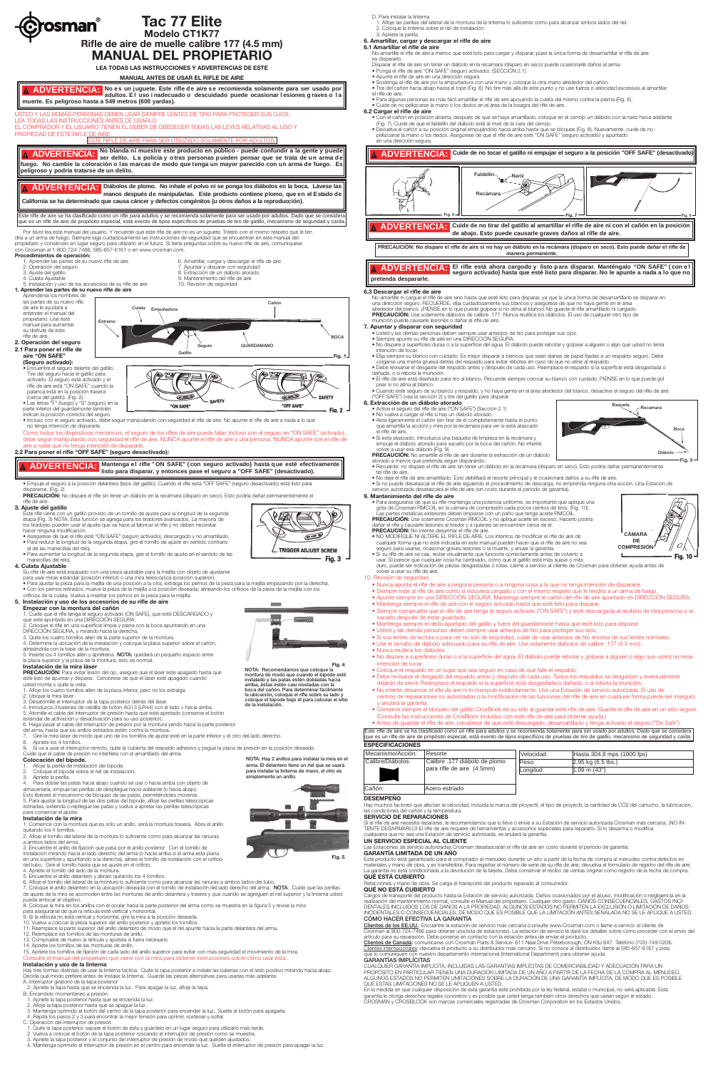# Tac 77 Elite

## Modelo CT1K77

## Rifle de aire de muelle calibre 177 (4.5 mm)

# MANUAL DEL PROPIETARIO

**LEA TODAS LAS INSTRUCCIONES Y ADVERTENCIAS DE ESTE MANUAL ANTES DE USAR EL RIFLE DE AIRE**

**⚠ ADVERTENCIA: No es un juguete. Este rifle de aire se recomienda solamente para ser usado por adultos. El uso inadecuado o descuidado puede ocasionar lesiones graves o la muerte. Es peligroso hasta a 549 metros (600 yardas).**

USTED Y LAS DEMÁS PERSONAS DEBEN USAR SIEMPRE LENTES DE TIRO PARA PROTEGER SUS OJOS.
LEA TODAS LAS INSTRUCCIONES ANTES DE USARLO.
EL COMPRADOR Y EL USUARIO TIENEN EL DEBER DE OBEDECER TODAS LAS LEYES RELATIVAS AL USO Y PROPIEDAD DE ESTE RIFLE DE AIRE.
ESTE RIFLE DE AIRE PARA SER UTILIZADO SOLAMENTE POR ADULTOS.

**⚠ ADVERTENCIA: No blanda ni muestre este producto en público - puede confundir a la gente y puede ser delito. La policía y otras personas pueden pensar que se trata de un arma de fuego. No cambie la coloración o las marcas de modo que tenga un mayor parecido con un arma de fuego. Es peligroso y podría tratarse de un delito.**

**⚠ ADVERTENCIA: Diábolos de plomo. No inhale el polvo ni se ponga los diábolos en la boca. Lávese las manos después de manipularlas. Este producto contiene plomo, que en el Estado de California se ha determinado que causa cáncer y defectos congénitos (u otros daños a la reproducción).**

Este rifle de aire se ha clasificado como un rifle para adultos y se recomienda solamente para ser usado por adultos. Dado que se considera que es un rifle de aire de propósito especial, está exento de tipos específicos de pruebas de tiro de gatillo, mecanismo de seguridad y caída.

Por favor lea este manual del usuario. Y recuerde que este rifle de aire no es un juguete. Trátelo con el mismo respeto que le tendría a un arma de fuego. Siempre siga cuidadosamente las instrucciones de seguridad que se encuentran en este manual del propietario y consérvelo en lugar seguro para utilizarlo en el futuro. Si tiene preguntas sobre su nuevo rifle de aire, comuníquese con Crosman al 1-800-724-7486, 585-657-6161 o en www.crosman.com.

**Procedimientos de operación:**

1. Aprender las partes de su nuevo rifle de aire
2. Operación del seguro
3. Ajuste del gatillo
4. Culata Ajustable
5. Instalación y uso de los accesorios de su rifle de aire
6. Amartillar, cargar y descargar el rifle de aire
7. Apuntar y disparar con seguridad
8. Extracción de un diábolo atorado
9. Mantenimiento del rifle de aire
10. Revisión de seguridad

### 1. Aprender las partes de su nuevo rifle de aire

Apréndase los nombres de las partes de su nuevo rifle de aire le ayudará a entender el manual del propietario. Use este manual para aumentar su disfrute de este rifle de aire.

Culata Empuñadura Cañón Extremo BOCA Seguro GUARDAMANO Gatillo

Fig. 1

### 2. Operación del seguro

#### 2.1 Para poner el rifle de aire "ON SAFE" (Seguro activado):

- Encuentre el seguro delante del gatillo. Tire del seguro hacia el gatillo para activarlo. El seguro está activado y el rifle de aire está "ON SAFE" cuando la palanca está en la posición trasera (cerca del gatillo). (Fig. 2).
- Las letras "F" (fuego) y "S" (seguro) en la parte inferior del guardamonte también indican la posición correcta del seguro.
- Incluso con el seguro activado, debe seguir manipulando con seguridad el rifle de aire. No apunte el rifle de aire a nada a lo que no tenga intención de disparar.

"ON SAFE" SAFETY "OFF SAFE" SAFETY

Fig. 2

Como todos los dispositivos mecánicos, el seguro de los rifles de aire puede fallar. Incluso con el seguro en "ON SAFE" (activado), debe seguir manipulando con seguridad el rifle de aire. NUNCA apunte el rifle de aire a una persona. NUNCA apunte el rifle de aire a nada que no tenga intención de disparar.

#### 2.2 Para poner el rifle "OFF SAFE" (seguro desactivado):

**⚠ ADVERTENCIA: Mantenga el rifle "ON SAFE" (con seguro activado) hasta que esté efectivamente listo para disparar, y entonces pase el seguro a "OFF SAFE" (desactivado).**

- Empuje el seguro a la posición delantera (lejos del gatillo). Cuando el rifle está "OFF SAFE" (seguro desactivado) está listo para dispararse. (Fig. 2)

**PRECAUCIÓN:** No dispare el rifle sin tener un diábolo en la recámara (disparo en seco). Esto podría dañar permanentemente el rifle de aire.

### 3. Ajuste del gatillo

Este rifle viene con un gatillo provisto de un tornillo de ajuste para la longitud de la segunda etapa (fig. 3) NOTA: Esta función se agrega para los tiradores avanzados. La mayoría de los tiradores pueden usar el ajuste que se hace al fabricar el rifle y no deben necesitar hacer ninguna modificación.

- Asegúrese de que el rifle esté "ON SAFE" (seguro activado), descargado y no amartillado.
- Para reducir la longitud de la segunda etapa, gire el tornillo de ajuste en sentido contrario al de las manecillas del reloj.
- Para aumentar la longitud de la segunda etapa, gire el tornillo de ajuste en el sentido de las manecillas del reloj.

TRIGGER ADJUST SCREW

Fig. 3

### 4. Culata Ajustable

Su rifle de aire está equipado con una pieza ajustable para la mejilla con objeto de ajustarse para usar miras estándar (posición inferior) o una mira telescópica (posición superior).

- Para ajustar la pieza para la mejilla de una posición a la otra, extraiga los pernos de la pieza para la mejilla empezando por la derecha.
- Con los pernos retirados, mueva la pieza de la mejilla a la posición deseada, alineando los orificios de la pieza de la mejilla con los orificios de la culata. Vuelva a insertar los pernos en la pieza para la mejilla.

### 5. Instalación y uso de los accesorios de su rifle de aire

#### Empezar con la montura del cañón

1. Cuide que el rifle tenga el seguro activado (ON SAFE), que esté DESCARGADO y que esté apuntando en una DIRECCIÓN SEGURA.
2. Coloque el rifle en una superficie firme y plana con la boca apuntando en una DIRECCIÓN SEGURA, y mirando hacia la derecha.
3. Quite los cuatro tornillos allen de la parte superior de la montura.
4. Determine la ubicación de la instalación y coloque la placa superior sobre el cañón, alineándola con la base de la montura.
5. Inserte los 4 tornillos allen y apriételos. **NOTA:** quedará un pequeño espacio entre la placa superior y la placa de la montura, esto es normal.

#### Instalación de la mira láser

**PRECAUCIÓN:** Para evitar lesión del ojo, asegure que el láser este apagado hasta que este listo de apuntar y disparar. Cerciórese de que el láser esté apagado cuando usted monte o quite la vista.

1. Afloje los cuatro tornillos allen de la placa inferior, pero no los extraiga.
2. Ubique la mira láser.
3. Desatornille el interruptor de la tapa posterior detrás del láser.
4. Introduzca 3 baterías de celdilla de botón AG13 (LR44) con el lado + hacia arriba.
5. Atornille el cable del interruptor de presión hasta que esté apretado (conserve el botón estándar de activación y desactivación para su uso posterior).
6. Haga pasar el cable del interruptor de presión por la montura yendo hacia la parte posterior del arma, hasta que las anillas estriados estén contra la montura.
7. Gire la mira láser de modo que uno de los tornillos de ajuste esté en la parte inferior y el otro del lado derecho.
8. Apriete los 4 tornillos.
9. Si va a usar el interruptor remoto, quite la cubierta del respaldo adhesivo y pegue la placa de presión en la posición deseada. Cuide que el cable de presión no interfiera con el amartillado del arma.

Fig. 4

**NOTA: Recomendamos que coloque la montura de modo que cuando el bípode esté instalado y las patas estén dobladas hacia arriba, éstas estén casi niveladas con la boca del cañón. Para determinar fácilmente la ubicación, coloque el rifle sobre su lado y coloque el bípode bajo el para calcular el sitio de la instalación.**

#### Colocación del bípode.

1. Afloje la perilla de instalación del bípode.
2. Coloque el bípode sobre el riel de instalación.
3. Apriete la perilla.
4. Para doblar las patas hacia abajo cuando se use o hacia arriba con objeto de almacenarla, empuje las perillas de despliegue hacia adelante (o hacia abajo). Esto liberará el mecanismo de bloqueo de las patas, permitiéndoles moverse.
5. Para ajustar la longitud de las dos patas del bípode, afloje las perillas telescópicas estriadas, extienda o repliegue las patas y vuelva a apretar las perillas telescópicas para conservar el ajuste.

**NOTA: Hay 2 anillos para instalar la mira en el arma. El delantero tiene un riel que se usará para instalar la linterna de mano, el otro es simplemente un anillo.**

#### Instalación de la mira

1. Comience con la montura que es sólo un anillo, será la montura trasera. Abra el anillo quitando los 4 tornillos.
2. Afloje el tornillo del lateral de la montura lo suficiente como para alcanzar las ranuras a ambos lados del arma.
3. Encuentre el anillo de fijación que pasa por el anillo posterior. Con el tornillo de instalación mirando hacia el lado derecho del arma (o hacia arriba si el arma está plana en una superficie y apuntando a la derecha), alinee el tornillo de instalación con el orificio del tubo. Gire el tornillo hasta que se ajuste en el orificio.
4. Apriete el tornillo del lado de la montura.
5. Encuentre el anillo delantero y ábralo quitando los 4 tornillos.
6. Afloje el tornillo del lateral de la montura lo suficiente como para alcanzar las ranuras a ambos lados del tubo.
7. Coloque el anillo delantero en la ubicación deseada con el tornillo de instalación del lado derecho del arma. **NOTA:** Cuide que las perillas de ajuste de la mira se acomoden entre las monturas de anillo delantera y trasera y que cuando se agreguen el riel superior y la linterna usted pueda enfocar el objetivo.
8. Coloque la mira en los anillos con el ocular hacia la parte posterior del arma como se muestra en la figura 5 y revise la mira para asegurarse de que la retícula esté vertical y horizontal.
9. Si la retícula no está vertical y horizontal, gire la mira a la posición deseada.
10. Vuelva a colocar la pieza superior del anillo posterior y apriete los tornillos.
11. Reemplace la parte superior del anillo delantero de modo que el riel apunte hacia la parte delantera del arma.
12. Reemplace los tornillos de las monturas de anillo.
13. Compruebe de nuevo la retícula y ajústela si fuera necesario.
14. Apriete los tornillos de las monturas de anillo.
15. Apriete los tornillos de fijación de cada lado del anillo superior para evitar con más seguridad el movimiento de la mira.

Consulte el manual del propietario que viene con la mira para obtener instrucciones sobre cómo usar ésta.

Fig. 5

#### Instalación y uso de la linterna

Hay tres formas distintas de usar la linterna táctica. Quite la tapa posterior e instale las baterías con el lado positivo mirando hacia abajo. Decida qué modo prefiere antes de instalar la linterna. Guarde las piezas alternativas para usarlas más adelante.

A. Interruptor giratorio de la tapa posterior
 2. Apriete la tapa posterior para que se encienda la luz. Para apagar la luz, afloje la tapa.

B. Encendido momentáneo a presión
 1. Apriete la tapa posterior hasta que se encienda la luz.
 2. Afloje la tapa posterior hasta que se apague la luz.
 3. Mantenga oprimido el botón del centro de la tapa posterior para encender la luz. Suelte el botón para apagarla.
 4. Repita los pasos 2 y 3 para encontrar la mejor tensión para oprimir, sostener y soltar.

C. Operación del interruptor de presión
 1. Quite la tapa posterior, separe el botón de ésta y guárdelo en un lugar seguro para utilizarlo más tarde.
 2. Vuelva a colocar el botón de la tapa posterior roscando el interruptor de presión como se muestra.
 3. Apriete la tapa posterior y el conjunto del interruptor de presión de modo que queden ajustados.
 4. Mantenga oprimido el interruptor de presión en el centro para encender la luz. Suelte el interruptor de presión para apagar la luz.

D. Para instalar la linterna
 1. Afloje las perillas del lateral de la montura de la linterna lo suficiente como para alcanzar ambos lados del riel.
 2. Coloque la linterna sobre el riel de instalación.
 3. Apriete la perilla.

### 6. Amartillar, cargar y descargar el rifle de aire

#### 6.1 Amartillar el rifle de aire

No amartille el rifle de aire a menos que esté listo para cargar y disparar, pues la única forma de desamartillar el rifle de aire es dispararlo.

Disparar el rifle de aire sin tener un diábolo en la recámara (disparo en seco) puede ocasionarle daños al arma.

- Ponga el rifle de aire "ON SAFE" (seguro activado). (SECCIÓN 2.1)
- Apunte el rifle de aire en una dirección segura.
- Sostenga el rifle de aire por la empuñadura con una mano y coloque la otra mano alrededor del cañón.
- Tire del cañón hacia abajo hasta el tope (Fig. 6). No tire más allá de este punto y no use fuerza o velocidad excesivas al amartillar el rifle de aire.
- Para algunas personas es más fácil amartillar el rifle de aire apoyando la culata del mismo contra la pierna (Fig. 6).
- Cuide de no pellizcarse la mano o los dedos en el área de la bisagra del rifle de aire.

#### 6.2 Cargar el rifle de aire

- Con el cañón en posición abierta, después de que se haya amartillado, coloque en el cerrojo un diábolo con la nariz hacia adelante (Fig. 7). Cuide de que el faldellín del diábolo esté al nivel de la cara del cerrojo.
- Devuelva el cañón a su posición original empujándolo hacia arriba hasta que se bloquee (Fig. 8). Nuevamente, cuide de no pellizcarse la mano o los dedos. Asegúrese de que el rifle de aire esté "ON SAFE" (seguro activado) y apuntado en una dirección segura.

**⚠ ADVERTENCIA: Cuide de no tocar el gatillo ni empujar el seguro a la posición "OFF SAFE" (desactivado)**

Faldellín Nariz Recámara

Fig. 6 Fig. 7 Fig. 8

**⚠ ADVERTENCIA: Cuide de no tirar del gatillo al amartillar el rifle de aire ni con el cañón en la posición de abajo. Esto puede causarle graves daños al rifle de aire.**

**PRECAUCIÓN: No dispare el rifle de aire si no hay un diábolo en la recámara (disparo en seco). Esto puede dañar el rifle de manera permanente.**

**⚠ ADVERTENCIA: El rifle está ahora cargado y listo para disparar. Manténgalo "ON SAFE" (con el seguro activado) hasta que esté listo para disparar. No le apunte a nada a lo que no pretenda dispararle.**

#### 6.3 Descargar el rifle de aire

No amartille ni cargue el rifle de aire sino hasta que esté listo para disparar, ya que la única forma de desamartillarlo es disparar en una dirección segura. RECUERDE, elija cuidadosamente sus blancos y asegúrese de que no haya gente en el área alrededor del blanco. ¡PIENSE en lo que puede golpear si no atina al blanco! No guarde el rifle amartillado ni cargado.

**PRECAUCIÓN:** Use solamente diábolos de calibre .177. Nunca reutilice los diábolos. El uso de cualquier otro tipo de munición puede causarle lesiones o dañar el rifle de aire.

### 7. Apuntar y disparar con seguridad

- Usted y las demás personas deben siempre usar anteojos de tiro para proteger sus ojos.
- Siempre apunte su rifle de aire en una DIRECCIÓN SEGURA.
- No dispare a superficies duras o a la superficie del agua. El diábolo puede rebotar y golpear a alguien o algo que usted no tenía intención de tocar.
- Elija siempre su blanco con cuidado. Es mejor disparar a blancos que sean dianas de papel fijadas a un respaldo seguro. Debe colgarse una manta gruesa detrás del respaldo para evitar rebotes en caso de que no atine al respaldo.
- Debe revisarse el desgaste del respaldo antes y después de cada uso. Reemplace el respaldo si la superficie está desgastada o dañada, o si rebota la munición.
- El rifle de aire está diseñado para tiro al blanco. Recuerde siempre colocar su blanco con cuidado. PIENSE en lo que puede golpear si no atina al blanco.
- Cuando esté seguro de su blanco y respaldo, y no haya gente en el área alrededor del blanco, desactive el seguro del rifle de aire ("OFF SAFE") (vea la sección 2) y tire del gatillo para disparar.

### 8. Extracción de un diábolo atorado

- Active el seguro del rifle de aire ("ON SAFE") (Sección 2.1)
- No vuelva a cargar el rifle si hay un diábolo atorado.
- Abra ligeramente el cañón (sin tirar de él completamente hasta el punto que amartille la acción) y mire por la recámara para ver si está atascado el rifle de aire.
- Si está atascado, introduzca una baqueta de limpieza en la recámara y empuje el diábolo atorado para sacarlo por la boca del cañón. No intente volver a usar ese diábolo (Fig. 9).

**PRECAUCIÓN:** No amartille el rifle de aire durante la extracción de un diábolo atorado a menos que pretenda seguir disparando.

Baqueta Recamara Boca Diábolo

Fig. 9

- Recuerde: no dispare el rifle de aire sin tener un diábolo en la recámara (disparo en seco). Esto podría dañar permanentemente tel rifle de aire.
- No deje el rifle de aire amartillado. Esto debilitará el resorte principal y le ocasionará daños a su rifle de aire.
- Si no puede desatascar el rifle de aire siguiendo el procedimiento de descarga, no emprenda ninguna otra acción. Una Estación de servicio autorizada desatascará el rifle de aire (sin costo durante el periodo de garantía).

### 9. Mantenimiento del rifle de aire

- Para asegurarse de que su rifle mantenga una potencia uniforme, es importante que aplique una gota de Crosman RMCOIL en la cámara de compresión cada pocos cientos de tiros. (Fig. 10). Las partes metálicas exteriores deben limpiarse con un paño que tenga aceite RMCOIL.

**PRECAUCIÓN:** Use solamente Crosman RMCOIL y no aplique aceite en exceso. Hacerlo podría dañar el rifle y causarle lesiones al tirador y a quienes se encuentren cerca de él.

**PRECAUCIÓN:** No intente desarmar el rifle de aire.

- NO MODIFIQUE NI ALTERE EL RIFLE DE AIRE. Los intentos de modificar el rifle de aire de cualquier forma que no esté indicada en este manual pueden hacer que el rifle de aire no sea seguro para usarse, ocasionar graves lesiones o la muerte, y anular la garantía.
- Si su rifle de aire se cae, revise visualmente que funcione correctamente antes de volverlo a usar. Si parece que cualquier cosa ha cambiado, como que el gatillo está más suave o más duro, puede ser indicación de piezas desgastadas o rotas. Llame a servicio al cliente de Crosman para obtener ayuda antes de volver a usar su rifle de aire.

CÁMARA DE COMPRESIÓN

Fig. 10

### 10. Revisión de seguridad

- Nunca apunte el rifle de aire a ninguna persona o a ninguna cosa a la que no tenga intención de disparar.
- Siempre trate al rifle de aire como si estuviera cargado y con el mismo respeto que le tendría a un arma de fuego.
- Apunte siempre en una DIRECCIÓN SEGURA. Mantenga siempre el cañón del rifle de aire apuntando en DIRECCIÓN SEGURA.
- Mantenga siempre el rifle de aire con el seguro activado hasta que esté listo para disparar.
- Siempre compruebe que el rifle de aire tenga el seguro activado ("ON SAFE") y esté descargado al recibirlo de otra persona o al sacarlo después de estar guardado.
- Mantenga siempre el dedo apartado del gatillo y fuera del guardamonte hasta que esté listo para disparar.
- Usted y las demás personas deben siempre usar anteojos de tiro para proteger sus ojos.
- Si usa lentes de lectura o para ver no son de seguridad, cuide de usar anteojos de tiro encima de sus lentes normales.
- Use el tamaño de diábolo adecuado para su rifle de aire. Use solamente diábolos de calibre .177 (4.5 mm).
- Nunca reutilice los diábolos.
- No dispare a superficies duras o a la superficie del agua. El diábolo puede rebotar y golpear a alguien o algo que usted no tenía intención de tocar.
- Coloque el respaldo en un lugar que sea seguro en caso de que falle el respaldo.
- Debe revisarse el desgaste del respaldo antes y después de cada uso. Todos los respaldos se desgastan y eventualmente dejarán de servir. Reemplace el respaldo si la superficie está desgastada o dañada, o si rebota la munición.
- No intente desarmar el rifle de aire ni lo manipule indebidamente. Use una Estación de servicio autorizada. El uso de centros de reparaciones no autorizados o la modificación de las funciones del rifle de aire en cualquier forma puede ser inseguro y anulará la garantía.
- Conserve siempre el bloqueo del gatillo CrosBlock en su sitio al guardar este rifle de aire. Guarde el rifle de aire en un sitio seguro. (Consulte las instrucciones de CrosBlock incluidas con este rifle de aire para obtener ayuda.)
- Antes de guardar el rifle de aire, cerciórese de que esté descargado, desamartillado y tenga activado el seguro ("On Safe").

Este rifle de aire se ha clasificado como un rifle para adultos y se recomienda solamente para ser usado por adultos. Dado que se considera que es un rifle de aire de propósito especial, está exento de tipos específicos de pruebas de tiro de gatillo, mecanismo de seguridad y caída.

### ESPECIFICACIONES

| | | | |
|---|---|---|---|
| Mecanismo/Acción: | Resorte | Velocidad: | Hasta 304.8 mps (1000 fps) |
| Calibre/Diábolos: | Calibre .177 diábolo de plomo para rifle de aire (4.5mm) | Peso: | 2.95 kg (6.5 lbs.) |
| | | Longitud: | 1.09 m (43") |
| Cañón: | Acero estriado | | |

### DESEMPEÑO

Hay muchos factores que afectan la velocidad, incluida la marca del proyectil, el tipo de proyectil, la cantidad de CO2 del cartucho, la lubricación, las condiciones del cañón y la temperatura.

### SERVICIO DE REPARACIONES

Si el rifle de aire necesita repararse, le recomendamos que lo lleve o envíe a su Estación de servicio autorizada Crosman más cercana. (NO INTENTE DESARMARLO! El rifle de aire requiere de herramientas y accesorios especiales para repararlo. Si lo desarma o modifica cualquiera que no sea una Estación de servicio autorizada, se anulará la garantía.

### UN SERVICIO ESPECIAL AL CLIENTE

Las Estaciones de servicio autorizadas Crosman desatascarán el rifle de aire sin costo durante el periodo de garantía.

### GARANTÍA LIMITADA DE UN AÑO

Este producto está garantizado para el comprador al menudeo durante un año a partir de la fecha de compra al menudeo contra defectos en materiales y mano de obra, y es transferible. Para registrar el número de serie de su rifle de aire, devuelva el formulario de registro del rifle de aire. La garantía no está condicionada a la devolución de la tarjeta. Debe conservar el recibo de ventas original como registro de la fecha de compra.

### QUÉ ESTÁ CUBIERTO

Refacciones y mano de obra. Se carga el transporte del producto reparado al consumidor.

### QUÉ NO ESTÁ CUBIERTO

Cargos de transporte del producto hasta la Estación de servicio autorizada. Daños ocasionados por el abuso, modificación o negligencia en la realización del mantenimiento normal, consulte el Manual del propietario. Cualquier otro gasto. DAÑOS CONSECUENCIALES, GASTOS INCIDENTALES INCLUIDOS LOS DE DAÑOS A LA PROPIEDAD. ALGUNOS ESTADOS NO PERMITEN LA EXCLUSIÓN O LIMITACIÓN DE DAÑOS INCIDENTALES O CONSECUENCIALES, DE MODO QUE ES POSIBLE QUE LA LIMITACIÓN ANTES SEÑALADA NO SE LE APLIQUE A USTED.

### CÓMO HACER EFECTIVA LA GARANTÍA

Clientes de los EE.UU.: Encuentre la estación de servicio más cercana (consulte www.Crosman.com o llame a servicio al cliente de Crosman al 800-724-7486 para obtener una lista de estaciones). La estación de servicio le dará los detalles sobre cómo proceder con el envío del artículo para su reparación. Debe ponerse en contacto con la estación antes de enviar el producto.

Clientes de Canadá: comuníquese con Crosman Parts & Service- 611 Neal Drive Peterborough, ON K9J 6X7. Teléfono (705) 749-0206.

Clientes internacionales: devuelva el producto a su distribuidor más cercano. Si no conoce al distribuidor, llame al 585-657-6161 y pida que lo comuniquen con nuestro departamento internacional (International Department) para obtener ayuda.

### GARANTÍAS IMPLÍCITAS

CUALQUIER GARANTÍA IMPLÍCITA, INCLUIDAS LAS GARANTÍAS IMPLÍCITAS DE COMERCIABILIDAD Y ADECUACIÓN PARA UN PROPÓSITO EN PARTICULAR TIENEN UNA DURACIÓN LIMITADA DE UN AÑO A PARTIR DE LA FECHA DE LA COMPRA AL MENUDEO. ALGUNOS ESTADOS NO PERMITEN LIMITACIONES SOBRE LA DURACIÓN DE UNA GARANTÍA IMPLÍCITA, DE MODO QUE ES POSIBLE QUE ESTAS LIMITACIONES NO SE LE APLIQUEN A USTED.

En la medida en que cualquier disposición de esta garantía esté prohibida por la ley federal, estatal o municipal, no será aplicable. Esta garantía le otorga derechos legales concretos y es posible que usted tenga también otros derechos que varían según el estado. CROSMAN y CROSBLOCK son marcas comerciales registradas de Crosman Corporation en los Estados Unidos.